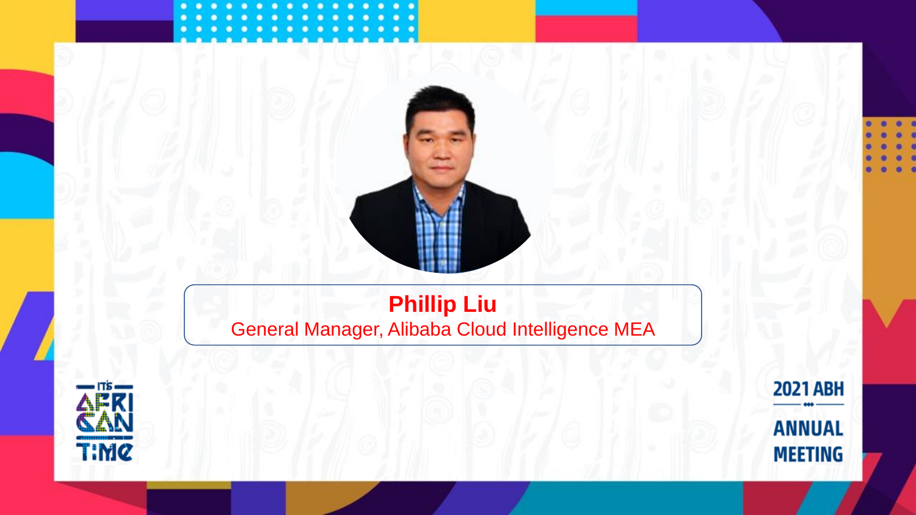**Phillip Liu**

General Manager, Alibaba Cloud Intelligence MEA

IT'S AFRICAN TIME

2021 ABH ANNUAL MEETING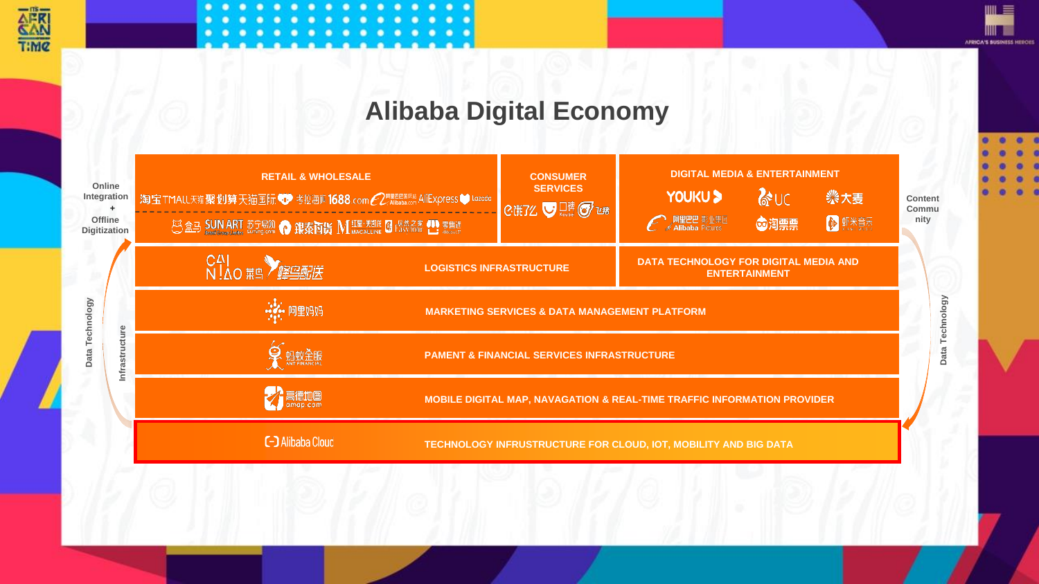# Alibaba Digital Economy

Online Integration + Offline Digitization

Content Community

Data Technology

Infrastructure

| | | |
|---|---|---|
| **RETAIL & WHOLESALE**<br>淘宝 TMALL天猫 聚划算 天猫国际 考拉海购 1688.com 阿里巴巴国际站 Alibaba.com AliExpress Lazada<br>盒马 SUN ART 苏宁易购 Suning.com 银泰百货 M 红星美凯龙 MACALLINE 居然之家 Easyhome 零售通 | **CONSUMER SERVICES**<br>饿了么 口碑 Koubei 飞猪 | **DIGITAL MEDIA & ENTERTAINMENT**<br>YOUKU UC 大麦<br>阿里巴巴影业集团 Alibaba Pictures 淘票票 虾米音乐 |
| 菜鸟 CAINIAO 蜂鸟配送 **LOGISTICS INFRASTRUCTURE** | | **DATA TECHNOLOGY FOR DIGITAL MEDIA AND ENTERTAINMENT** |
| 阿里妈妈 **MARKETING SERVICES & DATA MANAGEMENT PLATFORM** | | |
| 蚂蚁金服 ANT FINANCIAL **PAMENT & FINANCIAL SERVICES INFRASTRUCTURE** | | |
| 高德地图 amap.com **MOBILE DIGITAL MAP, NAVAGATION & REAL-TIME TRAFFIC INFORMATION PROVIDER** | | |
| Alibaba Cloud **TECHNOLOGY INFRUSTRUCTURE FOR CLOUD, IOT, MOBILITY AND BIG DATA** | | |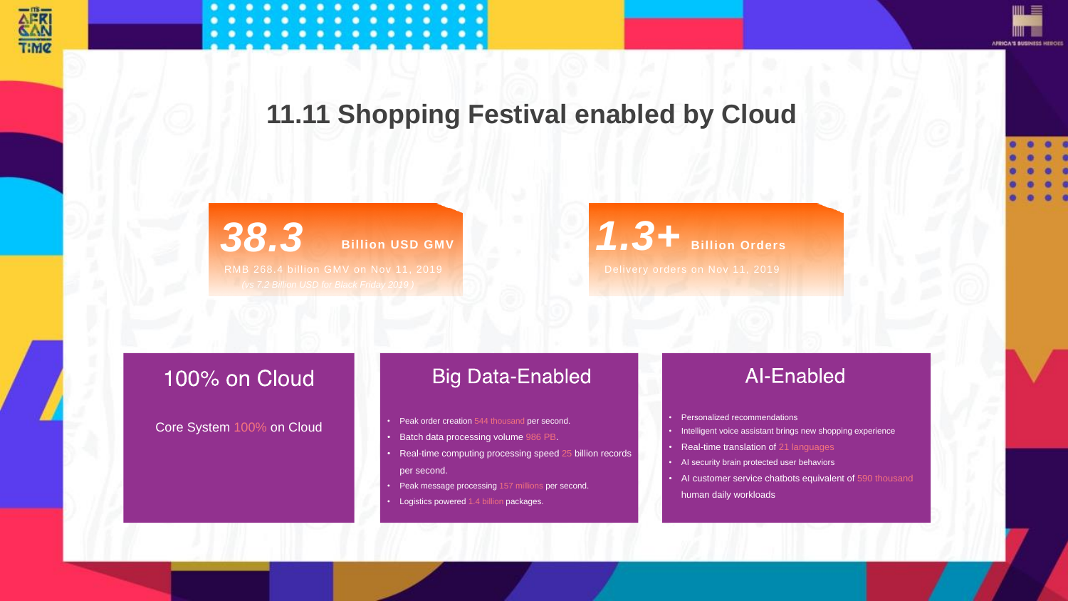# 11.11 Shopping Festival enabled by Cloud

**38.3** **Billion USD GMV**

RMB 268.4 billion GMV on Nov 11, 2019

*(vs 7.2 Billion USD for Black Friday 2019 )*

**1.3+** **Billion Orders**

Delivery orders on Nov 11, 2019

## 100% on Cloud

Core System 100% on Cloud

## Big Data-Enabled

- Peak order creation 544 thousand per second.
- Batch data processing volume 986 PB.
- Real-time computing processing speed 25 billion records per second.
- Peak message processing 157 millions per second.
- Logistics powered 1.4 billion packages.

## AI-Enabled

- Personalized recommendations
- Intelligent voice assistant brings new shopping experience
- Real-time translation of 21 languages
- AI security brain protected user behaviors
- AI customer service chatbots equivalent of 590 thousand human daily workloads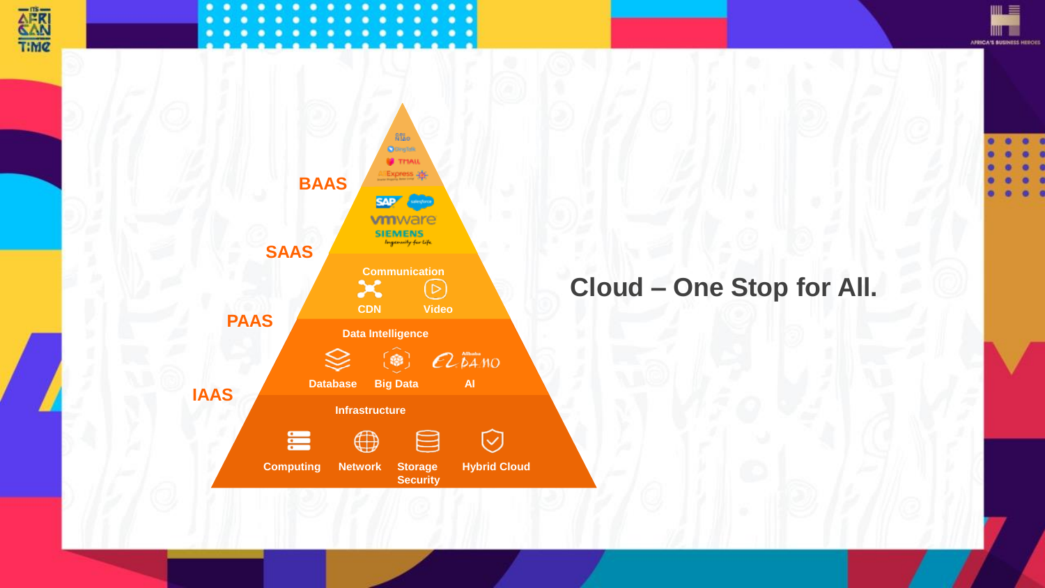# Cloud – One Stop for All.

BAAS

SAAS

PAAS

IAAS

Communication

CDN Video

Data Intelligence

Database Big Data AI

Infrastructure

Computing Network Storage Security Hybrid Cloud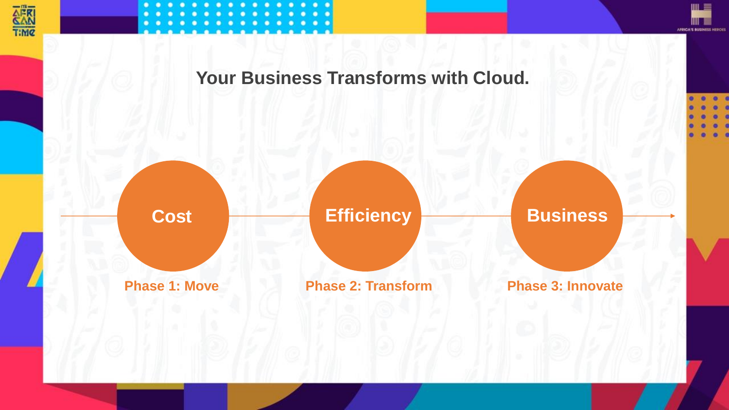# Your Business Transforms with Cloud.

**Cost**

Phase 1: Move

**Efficiency**

Phase 2: Transform

**Business**

Phase 3: Innovate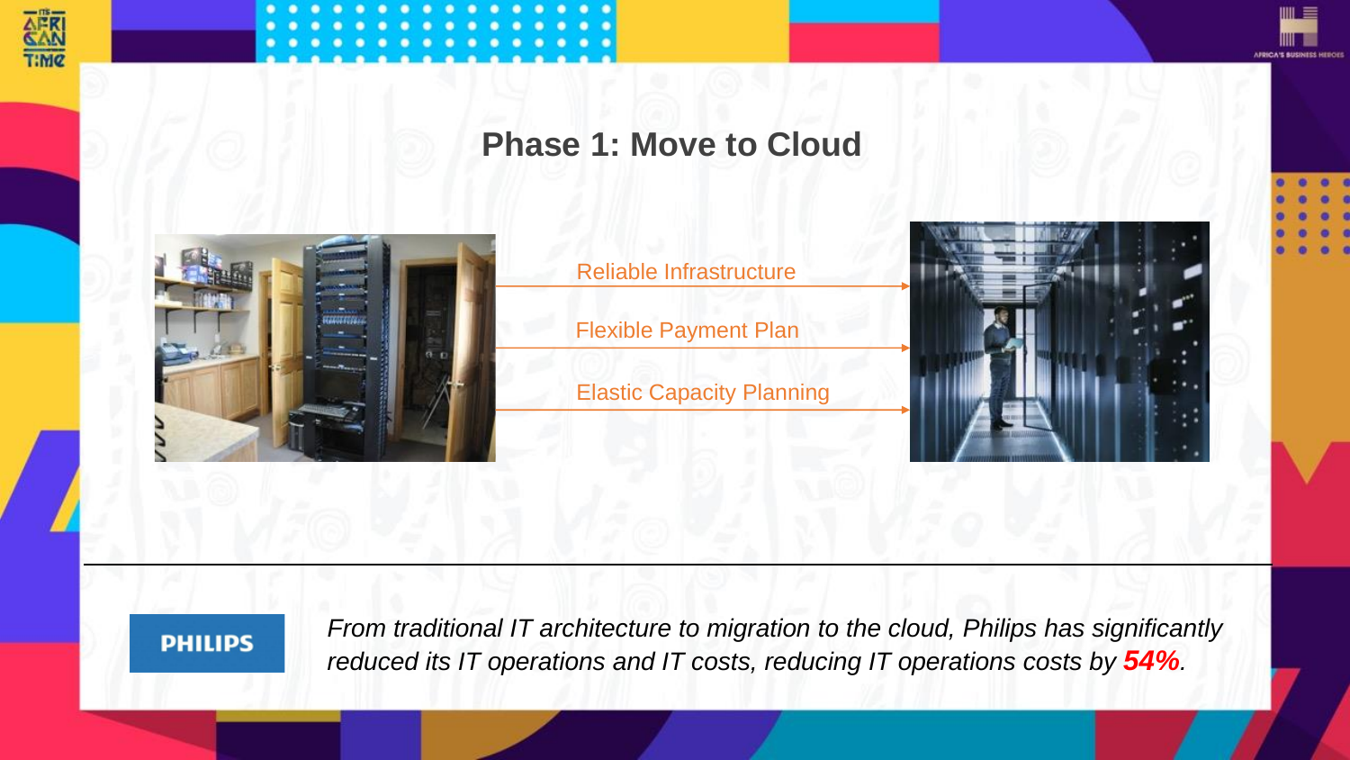# Phase 1: Move to Cloud

- Reliable Infrastructure
- Flexible Payment Plan
- Elastic Capacity Planning

PHILIPS

*From traditional IT architecture to migration to the cloud, Philips has significantly reduced its IT operations and IT costs, reducing IT operations costs by **54%**.*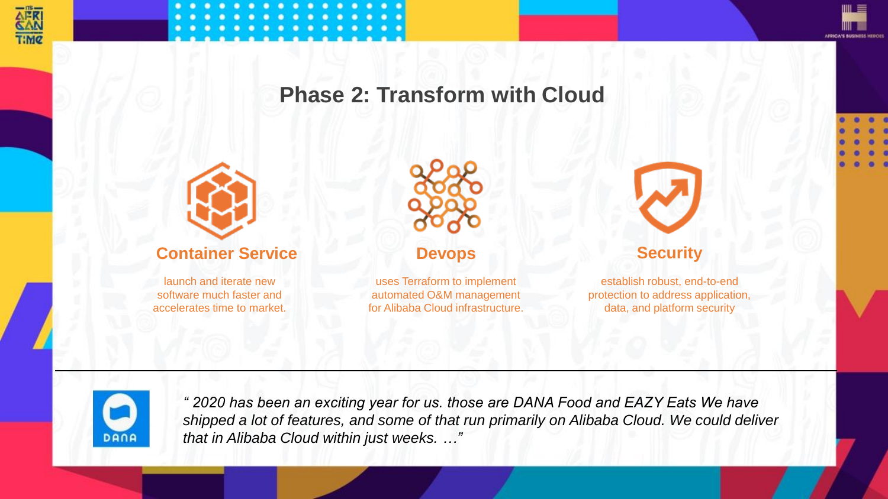# Phase 2: Transform with Cloud

### Container Service

launch and iterate new software much faster and accelerates time to market.

### Devops

uses Terraform to implement automated O&M management for Alibaba Cloud infrastructure.

### Security

establish robust, end-to-end protection to address application, data, and platform security

---

*" 2020 has been an exciting year for us. those are DANA Food and EAZY Eats We have shipped a lot of features, and some of that run primarily on Alibaba Cloud. We could deliver that in Alibaba Cloud within just weeks. …"*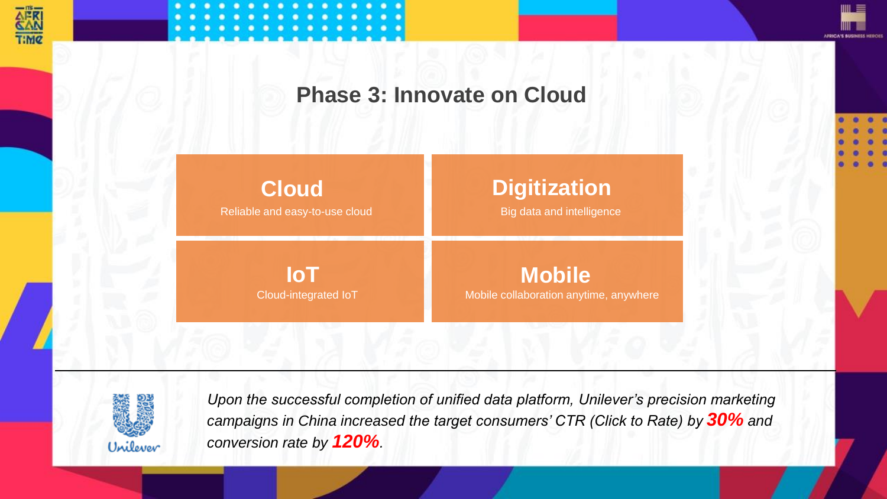# Phase 3: Innovate on Cloud

**Cloud**
Reliable and easy-to-use cloud

**Digitization**
Big data and intelligence

**IoT**
Cloud-integrated IoT

**Mobile**
Mobile collaboration anytime, anywhere

---

Unilever

*Upon the successful completion of unified data platform, Unilever's precision marketing campaigns in China increased the target consumers' CTR (Click to Rate) by* ***30%*** *and conversion rate by* ***120%****.*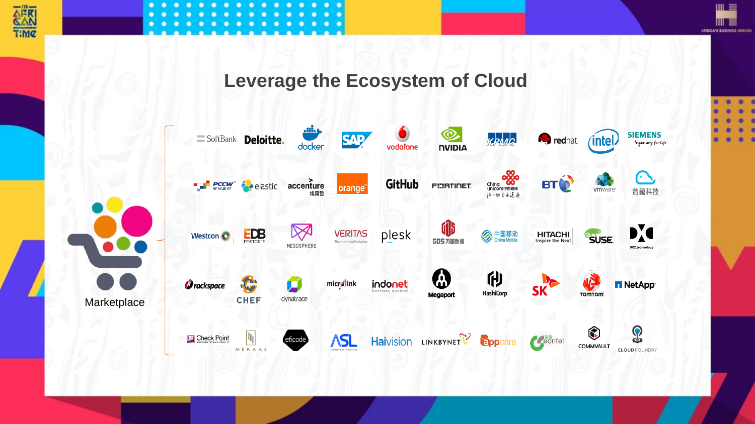# Leverage the Ecosystem of Cloud

Marketplace

SoftBank, Deloitte, docker, SAP, vodafone, NVIDIA, KPMG, redhat, intel, SIEMENS Ingenuity for life

PCCW 電訊盈科, elastic, accenture 埃森哲, orange, GitHub, FORTINET, China unicom中国联通, BT, vmware, 浩鲸科技

Westcon, EDB POSTGRES, MESOSPHERE, VERITAS The truth in information, plesk, GDS万国数据, 中国移动 China Mobile, HITACHI Inspire the Next, SUSE, DXC.technology

rackspace, CHEF, dynatrace, microlink, indonet business enabler, Megaport, HashiCorp, SK, TomTom, NetApp

Check Point SOFTWARE TECHNOLOGIES LTD, MERAAS, eficode, ASL, Haivision, LINKBYNET, appcara, ecritel, COMMVAULT, CLOUDFOUNDRY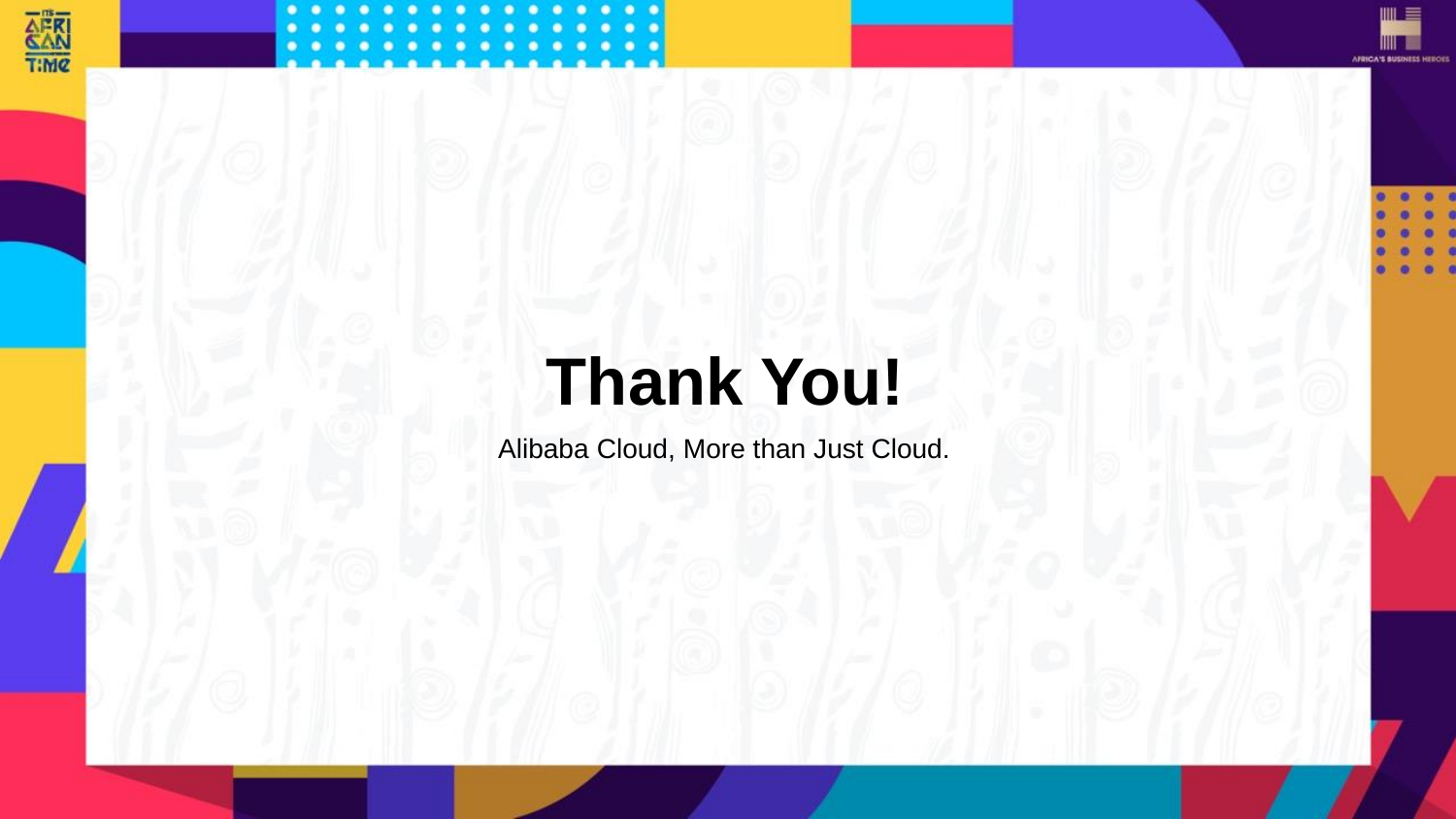# Thank You!

Alibaba Cloud, More than Just Cloud.